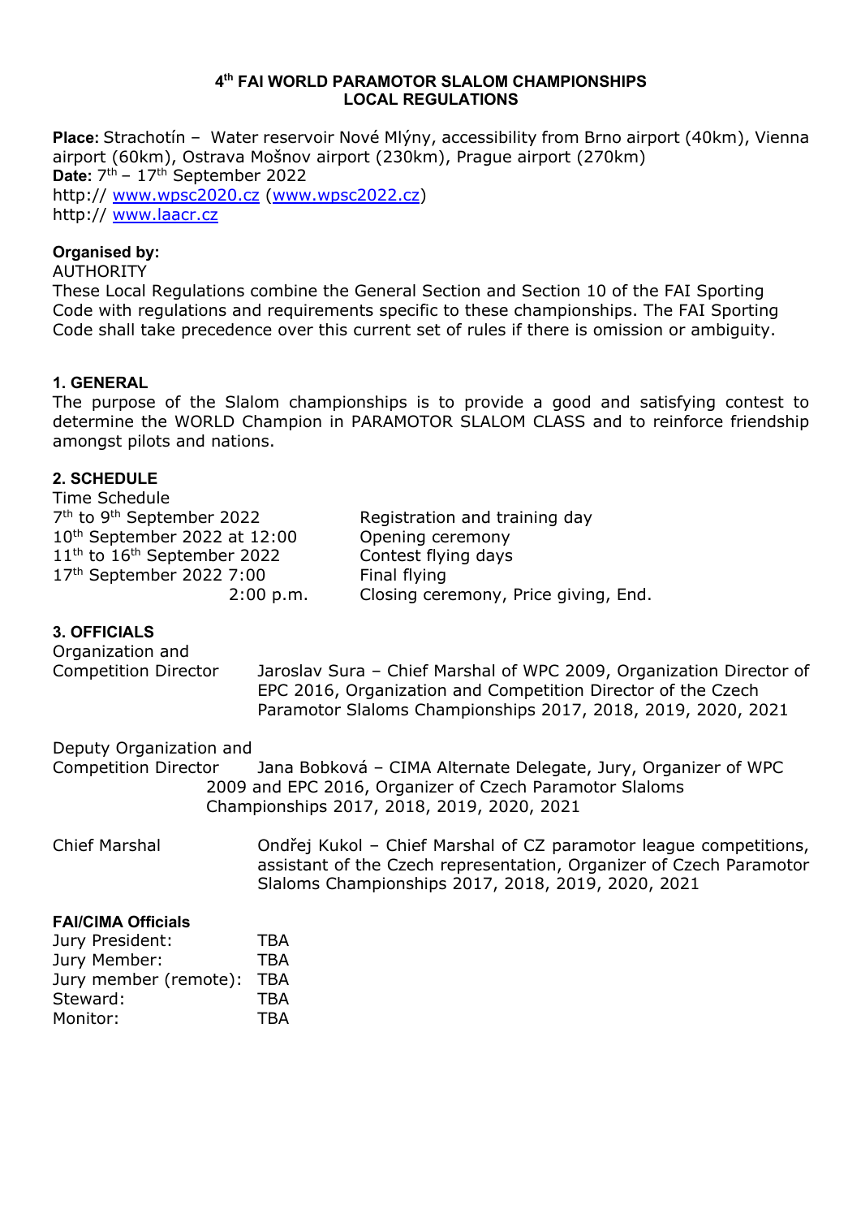# 4th FAI WORLD PARAMOTOR SLALOM CHAMPIONSHIPS
## LOCAL REGULATIONS

**Place:** Strachotín – Water reservoir Nové Mlýny, accessibility from Brno airport (40km), Vienna airport (60km), Ostrava Mošnov airport (230km), Prague airport (270km)
**Date:** 7th – 17th September 2022
http:// www.wpsc2020.cz (www.wpsc2022.cz)
http:// www.laacr.cz

**Organised by:**
AUTHORITY
These Local Regulations combine the General Section and Section 10 of the FAI Sporting Code with regulations and requirements specific to these championships. The FAI Sporting Code shall take precedence over this current set of rules if there is omission or ambiguity.

## 1. GENERAL

The purpose of the Slalom championships is to provide a good and satisfying contest to determine the WORLD Champion in PARAMOTOR SLALOM CLASS and to reinforce friendship amongst pilots and nations.

## 2. SCHEDULE

Time Schedule

| | |
|---|---|
| 7th to 9th September 2022 | Registration and training day |
| 10th September 2022 at 12:00 | Opening ceremony |
| 11th to 16th September 2022 | Contest flying days |
| 17th September 2022 7:00 | Final flying |
| 2:00 p.m. | Closing ceremony, Price giving, End. |

## 3. OFFICIALS

| | |
|---|---|
| Organization and Competition Director | Jaroslav Sura – Chief Marshal of WPC 2009, Organization Director of EPC 2016, Organization and Competition Director of the Czech Paramotor Slaloms Championships 2017, 2018, 2019, 2020, 2021 |
| Deputy Organization and Competition Director | Jana Bobková – CIMA Alternate Delegate, Jury, Organizer of WPC 2009 and EPC 2016, Organizer of Czech Paramotor Slaloms Championships 2017, 2018, 2019, 2020, 2021 |
| Chief Marshal | Ondřej Kukol – Chief Marshal of CZ paramotor league competitions, assistant of the Czech representation, Organizer of Czech Paramotor Slaloms Championships 2017, 2018, 2019, 2020, 2021 |

**FAI/CIMA Officials**

| | |
|---|---|
| Jury President: | TBA |
| Jury Member: | TBA |
| Jury member (remote): | TBA |
| Steward: | TBA |
| Monitor: | TBA |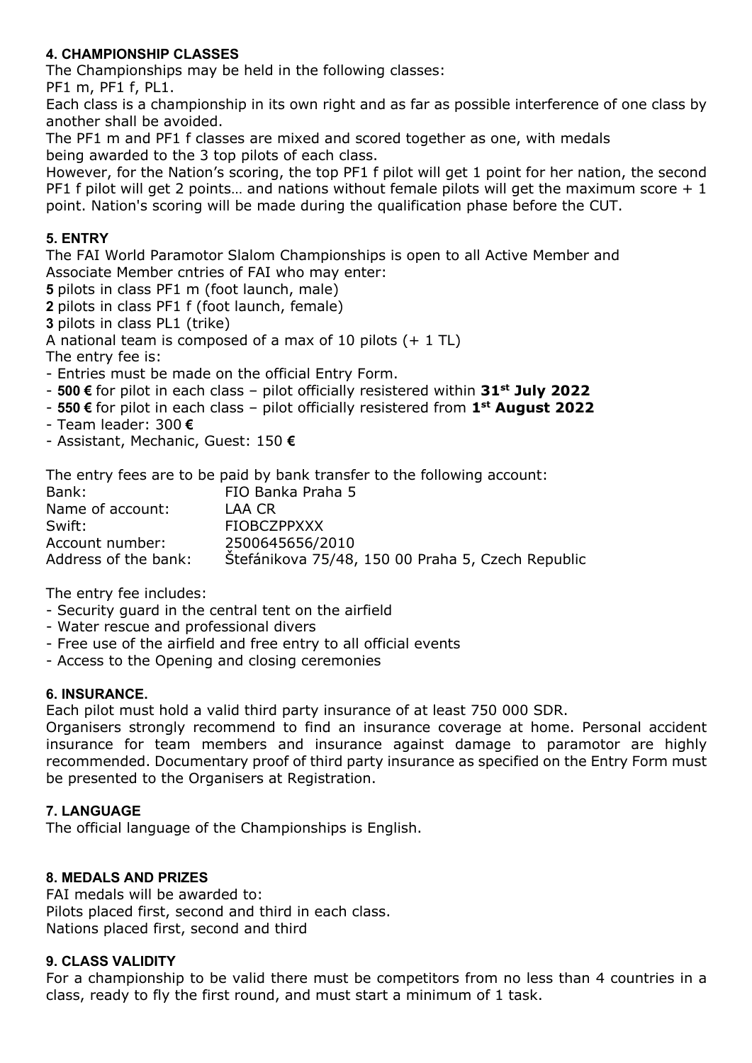### 4. CHAMPIONSHIP CLASSES

The Championships may be held in the following classes:
PF1 m, PF1 f, PL1.

Each class is a championship in its own right and as far as possible interference of one class by another shall be avoided.

The PF1 m and PF1 f classes are mixed and scored together as one, with medals being awarded to the 3 top pilots of each class.

However, for the Nation's scoring, the top PF1 f pilot will get 1 point for her nation, the second PF1 f pilot will get 2 points… and nations without female pilots will get the maximum score + 1 point. Nation's scoring will be made during the qualification phase before the CUT.

### 5. ENTRY

The FAI World Paramotor Slalom Championships is open to all Active Member and Associate Member cntries of FAI who may enter:

**5** pilots in class PF1 m (foot launch, male)
**2** pilots in class PF1 f (foot launch, female)
**3** pilots in class PL1 (trike)

A national team is composed of a max of 10 pilots (+ 1 TL)

The entry fee is:

- Entries must be made on the official Entry Form.
- **500 €** for pilot in each class – pilot officially resistered within **31st July 2022**
- **550 €** for pilot in each class – pilot officially resistered from **1st August 2022**
- Team leader: 300 **€**
- Assistant, Mechanic, Guest: 150 **€**

The entry fees are to be paid by bank transfer to the following account:

| | |
|---|---|
| Bank: | FIO Banka Praha 5 |
| Name of account: | LAA CR |
| Swift: | FIOBCZPPXXX |
| Account number: | 2500645656/2010 |
| Address of the bank: | Štefánikova 75/48, 150 00 Praha 5, Czech Republic |

The entry fee includes:

- Security guard in the central tent on the airfield
- Water rescue and professional divers
- Free use of the airfield and free entry to all official events
- Access to the Opening and closing ceremonies

### 6. INSURANCE.

Each pilot must hold a valid third party insurance of at least 750 000 SDR.

Organisers strongly recommend to find an insurance coverage at home. Personal accident insurance for team members and insurance against damage to paramotor are highly recommended. Documentary proof of third party insurance as specified on the Entry Form must be presented to the Organisers at Registration.

### 7. LANGUAGE

The official language of the Championships is English.

### 8. MEDALS AND PRIZES

FAI medals will be awarded to:
Pilots placed first, second and third in each class.
Nations placed first, second and third

### 9. CLASS VALIDITY

For a championship to be valid there must be competitors from no less than 4 countries in a class, ready to fly the first round, and must start a minimum of 1 task.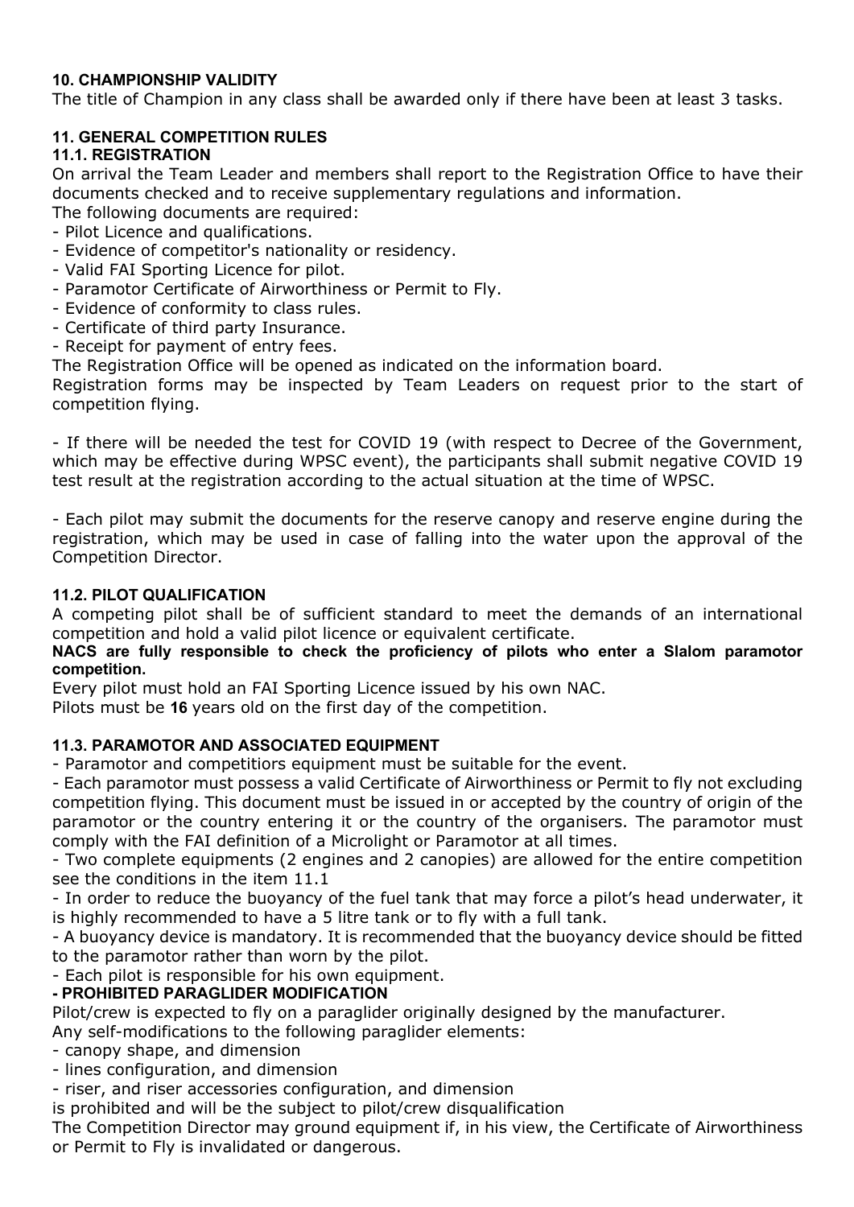### 10. CHAMPIONSHIP VALIDITY

The title of Champion in any class shall be awarded only if there have been at least 3 tasks.

### 11. GENERAL COMPETITION RULES

#### 11.1. REGISTRATION

On arrival the Team Leader and members shall report to the Registration Office to have their documents checked and to receive supplementary regulations and information.

The following documents are required:

- Pilot Licence and qualifications.
- Evidence of competitor's nationality or residency.
- Valid FAI Sporting Licence for pilot.
- Paramotor Certificate of Airworthiness or Permit to Fly.
- Evidence of conformity to class rules.
- Certificate of third party Insurance.
- Receipt for payment of entry fees.

The Registration Office will be opened as indicated on the information board.

Registration forms may be inspected by Team Leaders on request prior to the start of competition flying.

- If there will be needed the test for COVID 19 (with respect to Decree of the Government, which may be effective during WPSC event), the participants shall submit negative COVID 19 test result at the registration according to the actual situation at the time of WPSC.

- Each pilot may submit the documents for the reserve canopy and reserve engine during the registration, which may be used in case of falling into the water upon the approval of the Competition Director.

#### 11.2. PILOT QUALIFICATION

A competing pilot shall be of sufficient standard to meet the demands of an international competition and hold a valid pilot licence or equivalent certificate.

**NACS are fully responsible to check the proficiency of pilots who enter a Slalom paramotor competition.**

Every pilot must hold an FAI Sporting Licence issued by his own NAC.

Pilots must be **16** years old on the first day of the competition.

#### 11.3. PARAMOTOR AND ASSOCIATED EQUIPMENT

- Paramotor and competitiors equipment must be suitable for the event.
- Each paramotor must possess a valid Certificate of Airworthiness or Permit to fly not excluding competition flying. This document must be issued in or accepted by the country of origin of the paramotor or the country entering it or the country of the organisers. The paramotor must comply with the FAI definition of a Microlight or Paramotor at all times.
- Two complete equipments (2 engines and 2 canopies) are allowed for the entire competition see the conditions in the item 11.1
- In order to reduce the buoyancy of the fuel tank that may force a pilot's head underwater, it is highly recommended to have a 5 litre tank or to fly with a full tank.
- A buoyancy device is mandatory. It is recommended that the buoyancy device should be fitted to the paramotor rather than worn by the pilot.
- Each pilot is responsible for his own equipment.

**- PROHIBITED PARAGLIDER MODIFICATION**

Pilot/crew is expected to fly on a paraglider originally designed by the manufacturer.

Any self-modifications to the following paraglider elements:

- canopy shape, and dimension
- lines configuration, and dimension
- riser, and riser accessories configuration, and dimension

is prohibited and will be the subject to pilot/crew disqualification

The Competition Director may ground equipment if, in his view, the Certificate of Airworthiness or Permit to Fly is invalidated or dangerous.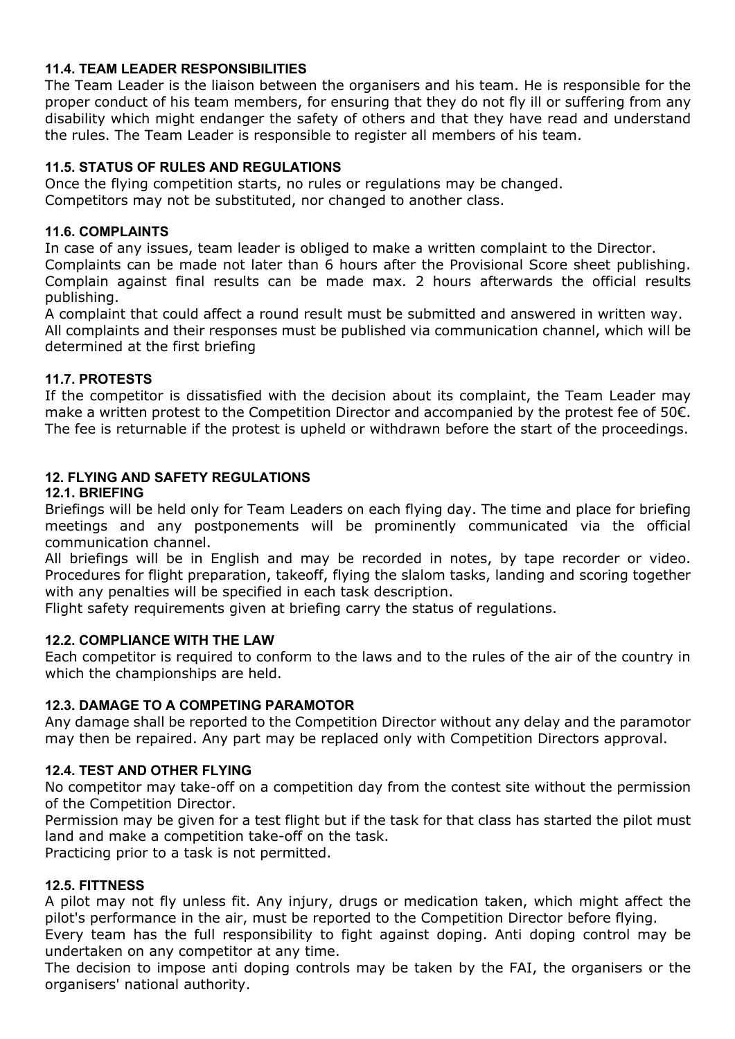### 11.4. TEAM LEADER RESPONSIBILITIES

The Team Leader is the liaison between the organisers and his team. He is responsible for the proper conduct of his team members, for ensuring that they do not fly ill or suffering from any disability which might endanger the safety of others and that they have read and understand the rules. The Team Leader is responsible to register all members of his team.

### 11.5. STATUS OF RULES AND REGULATIONS

Once the flying competition starts, no rules or regulations may be changed.
Competitors may not be substituted, nor changed to another class.

### 11.6. COMPLAINTS

In case of any issues, team leader is obliged to make a written complaint to the Director.
Complaints can be made not later than 6 hours after the Provisional Score sheet publishing. Complain against final results can be made max. 2 hours afterwards the official results publishing.
A complaint that could affect a round result must be submitted and answered in written way.
All complaints and their responses must be published via communication channel, which will be determined at the first briefing

### 11.7. PROTESTS

If the competitor is dissatisfied with the decision about its complaint, the Team Leader may make a written protest to the Competition Director and accompanied by the protest fee of 50€. The fee is returnable if the protest is upheld or withdrawn before the start of the proceedings.

## 12. FLYING AND SAFETY REGULATIONS

### 12.1. BRIEFING

Briefings will be held only for Team Leaders on each flying day. The time and place for briefing meetings and any postponements will be prominently communicated via the official communication channel.
All briefings will be in English and may be recorded in notes, by tape recorder or video. Procedures for flight preparation, takeoff, flying the slalom tasks, landing and scoring together with any penalties will be specified in each task description.
Flight safety requirements given at briefing carry the status of regulations.

### 12.2. COMPLIANCE WITH THE LAW

Each competitor is required to conform to the laws and to the rules of the air of the country in which the championships are held.

### 12.3. DAMAGE TO A COMPETING PARAMOTOR

Any damage shall be reported to the Competition Director without any delay and the paramotor may then be repaired. Any part may be replaced only with Competition Directors approval.

### 12.4. TEST AND OTHER FLYING

No competitor may take-off on a competition day from the contest site without the permission of the Competition Director.
Permission may be given for a test flight but if the task for that class has started the pilot must land and make a competition take-off on the task.
Practicing prior to a task is not permitted.

### 12.5. FITTNESS

A pilot may not fly unless fit. Any injury, drugs or medication taken, which might affect the pilot's performance in the air, must be reported to the Competition Director before flying.
Every team has the full responsibility to fight against doping. Anti doping control may be undertaken on any competitor at any time.
The decision to impose anti doping controls may be taken by the FAI, the organisers or the organisers' national authority.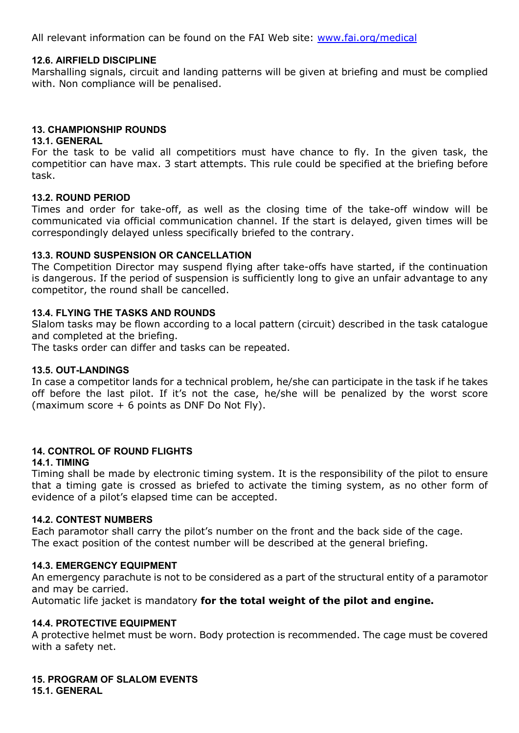All relevant information can be found on the FAI Web site: [www.fai.org/medical](www.fai.org/medical)

### 12.6. AIRFIELD DISCIPLINE

Marshalling signals, circuit and landing patterns will be given at briefing and must be complied with. Non compliance will be penalised.

## 13. CHAMPIONSHIP ROUNDS

### 13.1. GENERAL

For the task to be valid all competitiors must have chance to fly. In the given task, the competitior can have max. 3 start attempts. This rule could be specified at the briefing before task.

### 13.2. ROUND PERIOD

Times and order for take-off, as well as the closing time of the take-off window will be communicated via official communication channel. If the start is delayed, given times will be correspondingly delayed unless specifically briefed to the contrary.

### 13.3. ROUND SUSPENSION OR CANCELLATION

The Competition Director may suspend flying after take-offs have started, if the continuation is dangerous. If the period of suspension is sufficiently long to give an unfair advantage to any competitor, the round shall be cancelled.

### 13.4. FLYING THE TASKS AND ROUNDS

Slalom tasks may be flown according to a local pattern (circuit) described in the task catalogue and completed at the briefing.

The tasks order can differ and tasks can be repeated.

### 13.5. OUT-LANDINGS

In case a competitor lands for a technical problem, he/she can participate in the task if he takes off before the last pilot. If it's not the case, he/she will be penalized by the worst score (maximum score + 6 points as DNF Do Not Fly).

## 14. CONTROL OF ROUND FLIGHTS

### 14.1. TIMING

Timing shall be made by electronic timing system. It is the responsibility of the pilot to ensure that a timing gate is crossed as briefed to activate the timing system, as no other form of evidence of a pilot's elapsed time can be accepted.

### 14.2. CONTEST NUMBERS

Each paramotor shall carry the pilot's number on the front and the back side of the cage.

The exact position of the contest number will be described at the general briefing.

### 14.3. EMERGENCY EQUIPMENT

An emergency parachute is not to be considered as a part of the structural entity of a paramotor and may be carried.

Automatic life jacket is mandatory **for the total weight of the pilot and engine.**

### 14.4. PROTECTIVE EQUIPMENT

A protective helmet must be worn. Body protection is recommended. The cage must be covered with a safety net.

## 15. PROGRAM OF SLALOM EVENTS

### 15.1. GENERAL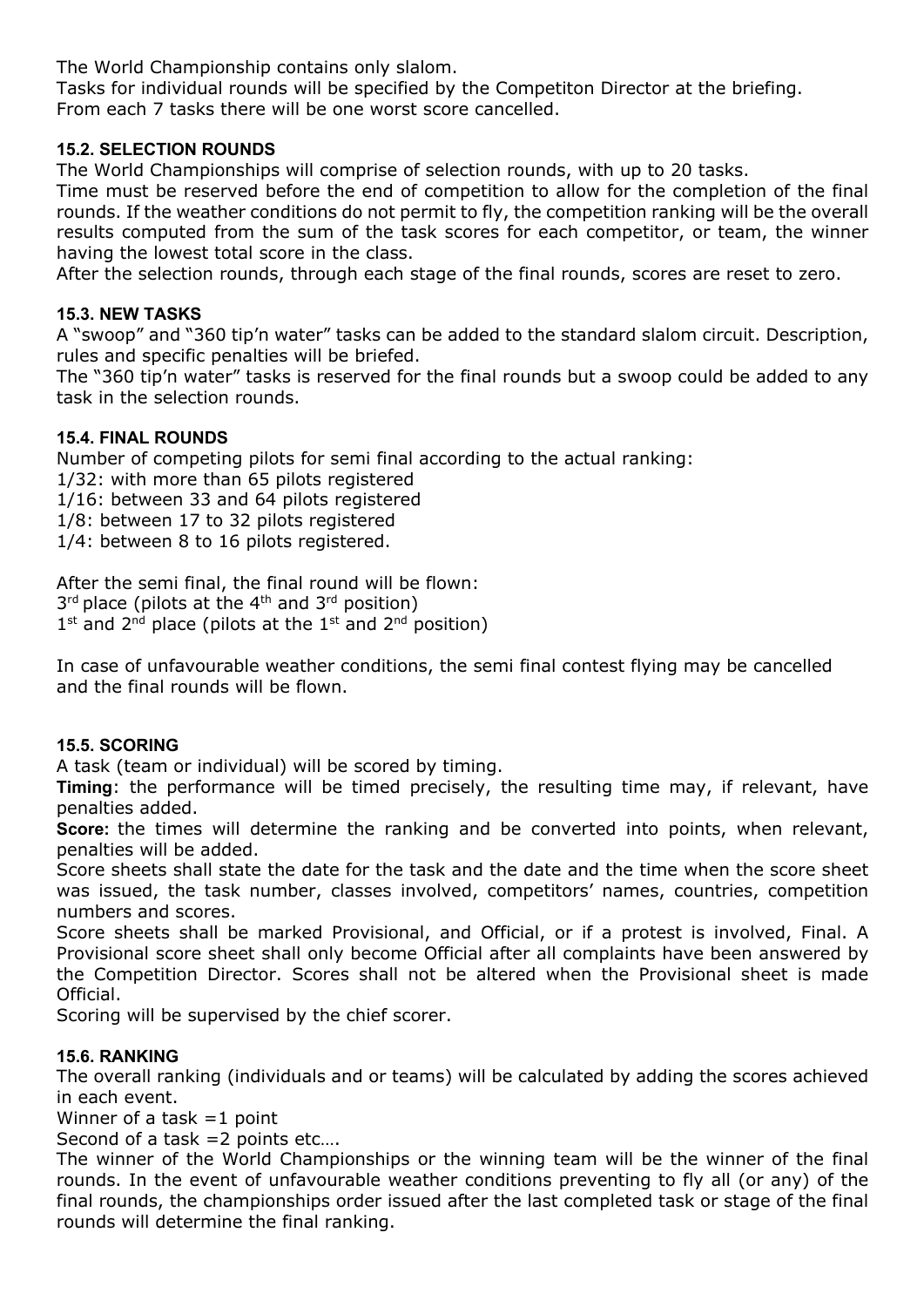The World Championship contains only slalom.
Tasks for individual rounds will be specified by the Competiton Director at the briefing.
From each 7 tasks there will be one worst score cancelled.

#### 15.2. SELECTION ROUNDS

The World Championships will comprise of selection rounds, with up to 20 tasks.

Time must be reserved before the end of competition to allow for the completion of the final rounds. If the weather conditions do not permit to fly, the competition ranking will be the overall results computed from the sum of the task scores for each competitor, or team, the winner having the lowest total score in the class.

After the selection rounds, through each stage of the final rounds, scores are reset to zero.

#### 15.3. NEW TASKS

A "swoop" and "360 tip'n water" tasks can be added to the standard slalom circuit. Description, rules and specific penalties will be briefed.

The "360 tip'n water" tasks is reserved for the final rounds but a swoop could be added to any task in the selection rounds.

#### 15.4. FINAL ROUNDS

Number of competing pilots for semi final according to the actual ranking:
1/32: with more than 65 pilots registered
1/16: between 33 and 64 pilots registered
1/8: between 17 to 32 pilots registered
1/4: between 8 to 16 pilots registered.

After the semi final, the final round will be flown:
3rd place (pilots at the 4th and 3rd position)
1st and 2nd place (pilots at the 1st and 2nd position)

In case of unfavourable weather conditions, the semi final contest flying may be cancelled and the final rounds will be flown.

#### 15.5. SCORING

A task (team or individual) will be scored by timing.

**Timing**: the performance will be timed precisely, the resulting time may, if relevant, have penalties added.

**Score:** the times will determine the ranking and be converted into points, when relevant, penalties will be added.

Score sheets shall state the date for the task and the date and the time when the score sheet was issued, the task number, classes involved, competitors' names, countries, competition numbers and scores.

Score sheets shall be marked Provisional, and Official, or if a protest is involved, Final. A Provisional score sheet shall only become Official after all complaints have been answered by the Competition Director. Scores shall not be altered when the Provisional sheet is made Official.

Scoring will be supervised by the chief scorer.

#### 15.6. RANKING

The overall ranking (individuals and or teams) will be calculated by adding the scores achieved in each event.

Winner of a task =1 point
Second of a task =2 points etc….

The winner of the World Championships or the winning team will be the winner of the final rounds. In the event of unfavourable weather conditions preventing to fly all (or any) of the final rounds, the championships order issued after the last completed task or stage of the final rounds will determine the final ranking.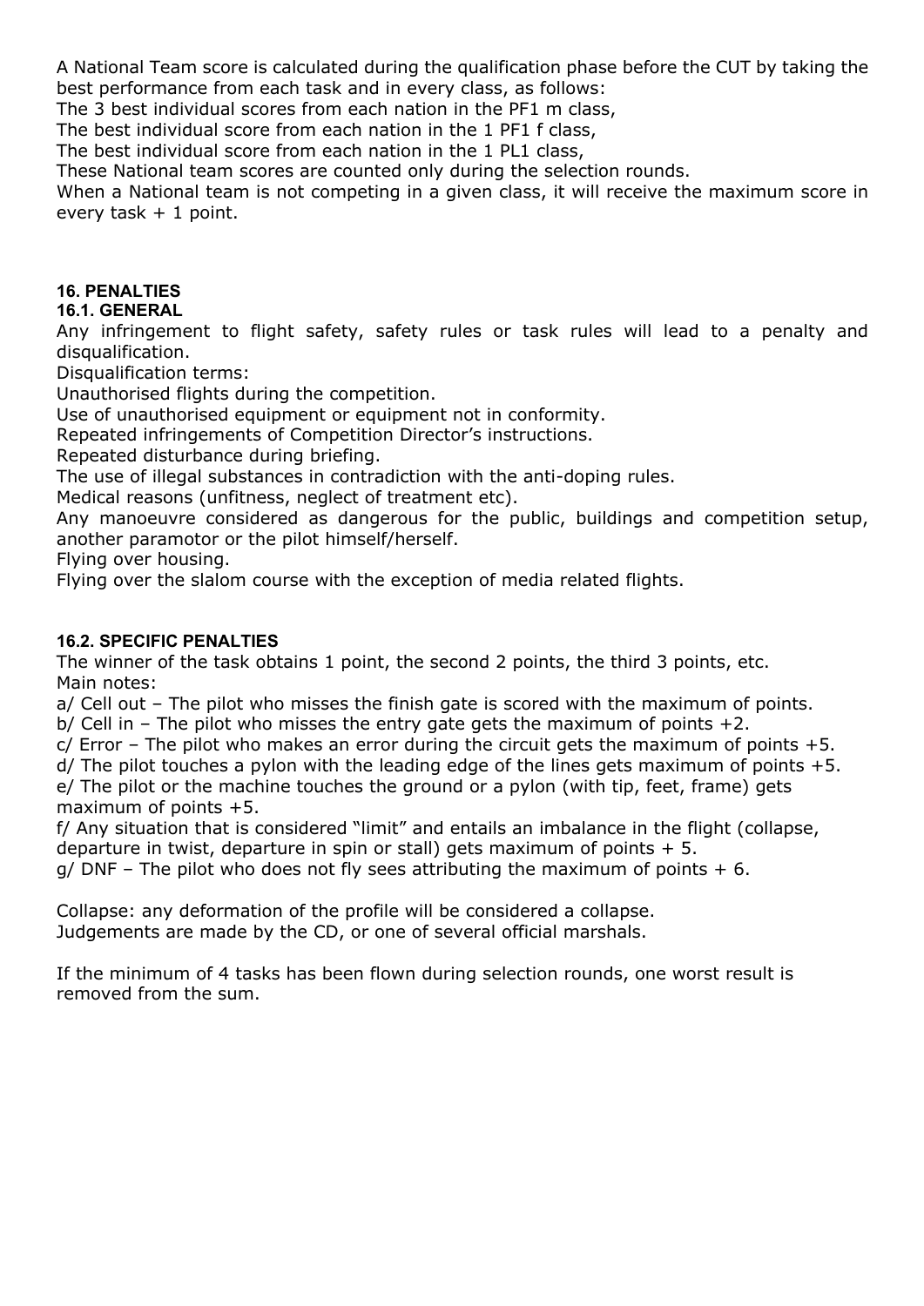A National Team score is calculated during the qualification phase before the CUT by taking the best performance from each task and in every class, as follows:

The 3 best individual scores from each nation in the PF1 m class,

The best individual score from each nation in the 1 PF1 f class,

The best individual score from each nation in the 1 PL1 class,

These National team scores are counted only during the selection rounds.

When a National team is not competing in a given class, it will receive the maximum score in every task + 1 point.

## 16. PENALTIES

### 16.1. GENERAL

Any infringement to flight safety, safety rules or task rules will lead to a penalty and disqualification.

Disqualification terms:

Unauthorised flights during the competition.

Use of unauthorised equipment or equipment not in conformity.

Repeated infringements of Competition Director's instructions.

Repeated disturbance during briefing.

The use of illegal substances in contradiction with the anti-doping rules.

Medical reasons (unfitness, neglect of treatment etc).

Any manoeuvre considered as dangerous for the public, buildings and competition setup, another paramotor or the pilot himself/herself.

Flying over housing.

Flying over the slalom course with the exception of media related flights.

### 16.2. SPECIFIC PENALTIES

The winner of the task obtains 1 point, the second 2 points, the third 3 points, etc.

Main notes:

a/ Cell out – The pilot who misses the finish gate is scored with the maximum of points.

b/ Cell in – The pilot who misses the entry gate gets the maximum of points +2.

c/ Error – The pilot who makes an error during the circuit gets the maximum of points +5.

d/ The pilot touches a pylon with the leading edge of the lines gets maximum of points +5.

e/ The pilot or the machine touches the ground or a pylon (with tip, feet, frame) gets maximum of points +5.

f/ Any situation that is considered "limit" and entails an imbalance in the flight (collapse, departure in twist, departure in spin or stall) gets maximum of points + 5.

g/ DNF – The pilot who does not fly sees attributing the maximum of points + 6.

Collapse: any deformation of the profile will be considered a collapse.

Judgements are made by the CD, or one of several official marshals.

If the minimum of 4 tasks has been flown during selection rounds, one worst result is removed from the sum.